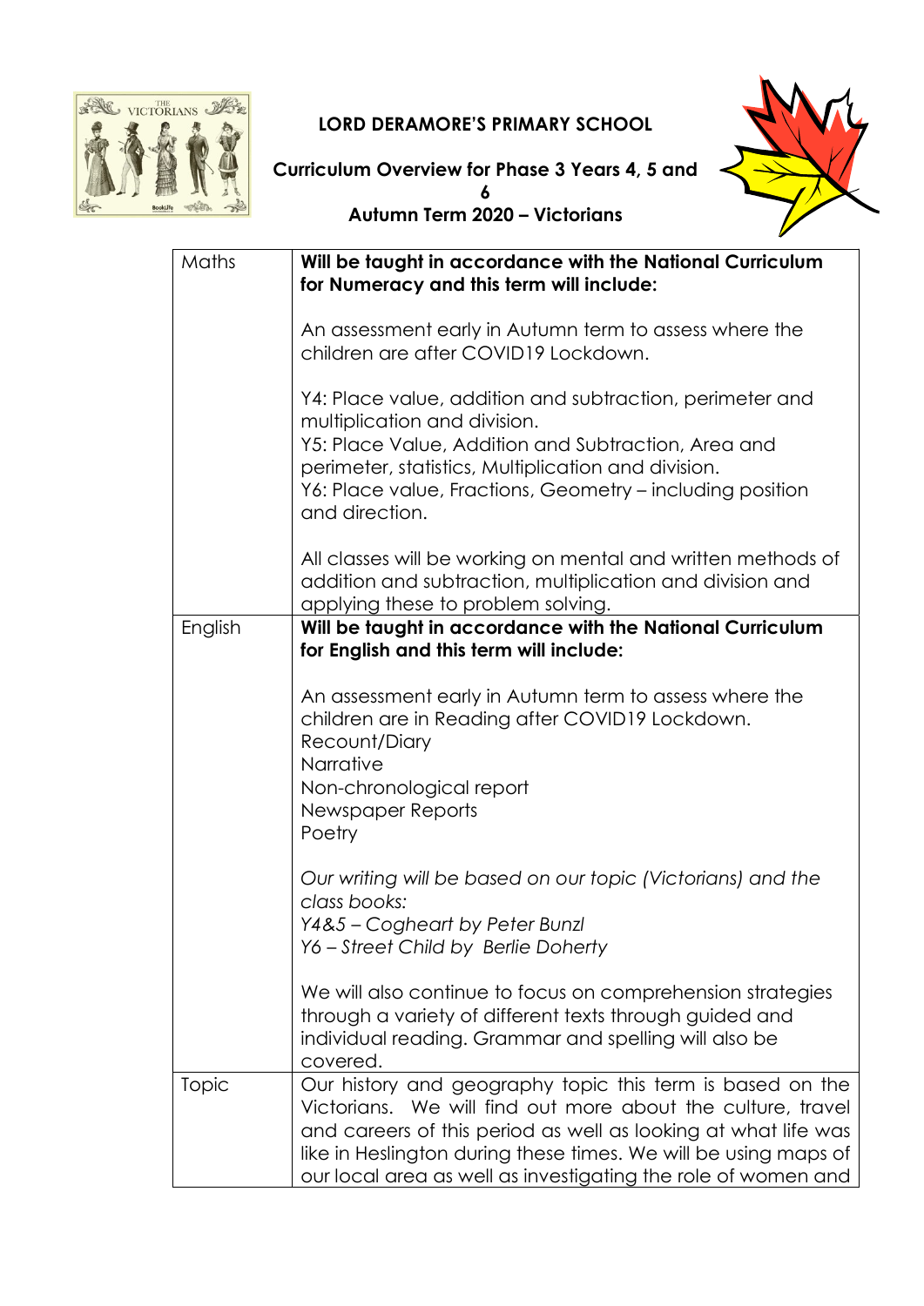# LORD DERAMORE'S PRIMARY SCHOOL

## Curriculum Overview for Phase 3 Years 4, 5 and 6
## Autumn Term 2020 – Victorians

| | |
|---|---|
| Maths | **Will be taught in accordance with the National Curriculum for Numeracy and this term will include:**<br><br>An assessment early in Autumn term to assess where the children are after COVID19 Lockdown.<br><br>Y4: Place value, addition and subtraction, perimeter and multiplication and division.<br>Y5: Place Value, Addition and Subtraction, Area and perimeter, statistics, Multiplication and division.<br>Y6: Place value, Fractions, Geometry – including position and direction.<br><br>All classes will be working on mental and written methods of addition and subtraction, multiplication and division and applying these to problem solving. |
| English | **Will be taught in accordance with the National Curriculum for English and this term will include:**<br><br>An assessment early in Autumn term to assess where the children are in Reading after COVID19 Lockdown.<br>Recount/Diary<br>Narrative<br>Non-chronological report<br>Newspaper Reports<br>Poetry<br><br>*Our writing will be based on our topic (Victorians) and the class books:*<br>*Y4&5 – Cogheart by Peter Bunzl*<br>*Y6 – Street Child by Berlie Doherty*<br><br>We will also continue to focus on comprehension strategies through a variety of different texts through guided and individual reading. Grammar and spelling will also be covered. |
| Topic | Our history and geography topic this term is based on the Victorians. We will find out more about the culture, travel and careers of this period as well as looking at what life was like in Heslington during these times. We will be using maps of our local area as well as investigating the role of women and |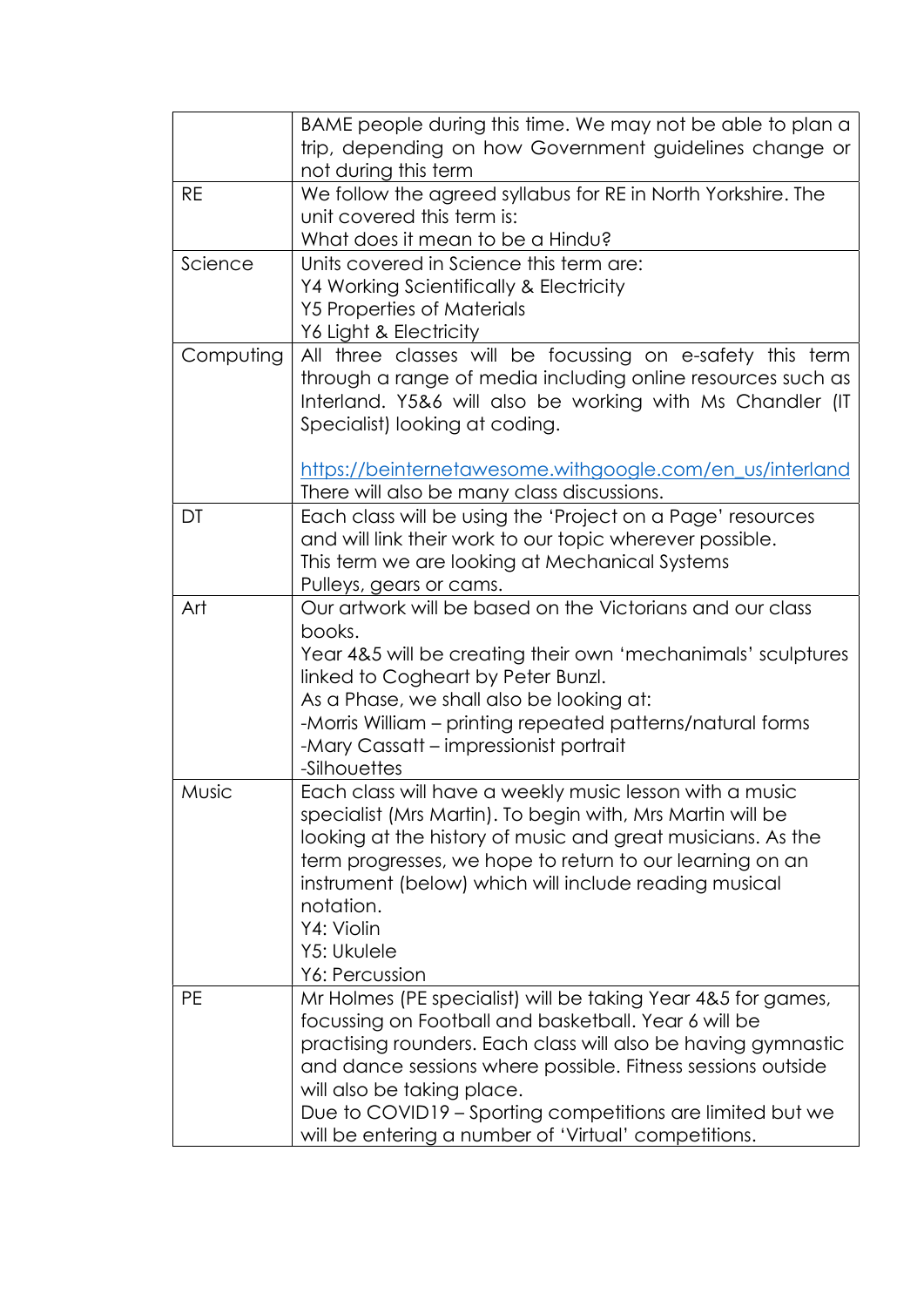| | |
|---|---|
| | BAME people during this time. We may not be able to plan a trip, depending on how Government guidelines change or not during this term |
| RE | We follow the agreed syllabus for RE in North Yorkshire. The unit covered this term is:<br>What does it mean to be a Hindu? |
| Science | Units covered in Science this term are:<br>Y4 Working Scientifically & Electricity<br>Y5 Properties of Materials<br>Y6 Light & Electricity |
| Computing | All three classes will be focussing on e-safety this term through a range of media including online resources such as Interland. Y5&6 will also be working with Ms Chandler (IT Specialist) looking at coding.<br><br>https://beinternetawesome.withgoogle.com/en_us/interland<br>There will also be many class discussions. |
| DT | Each class will be using the 'Project on a Page' resources and will link their work to our topic wherever possible.<br>This term we are looking at Mechanical Systems<br>Pulleys, gears or cams. |
| Art | Our artwork will be based on the Victorians and our class books.<br>Year 4&5 will be creating their own 'mechanimals' sculptures linked to Cogheart by Peter Bunzl.<br>As a Phase, we shall also be looking at:<br>-Morris William – printing repeated patterns/natural forms<br>-Mary Cassatt – impressionist portrait<br>-Silhouettes |
| Music | Each class will have a weekly music lesson with a music specialist (Mrs Martin). To begin with, Mrs Martin will be looking at the history of music and great musicians. As the term progresses, we hope to return to our learning on an instrument (below) which will include reading musical notation.<br>Y4: Violin<br>Y5: Ukulele<br>Y6: Percussion |
| PE | Mr Holmes (PE specialist) will be taking Year 4&5 for games, focussing on Football and basketball. Year 6 will be practising rounders. Each class will also be having gymnastic and dance sessions where possible. Fitness sessions outside will also be taking place.<br>Due to COVID19 – Sporting competitions are limited but we will be entering a number of 'Virtual' competitions. |